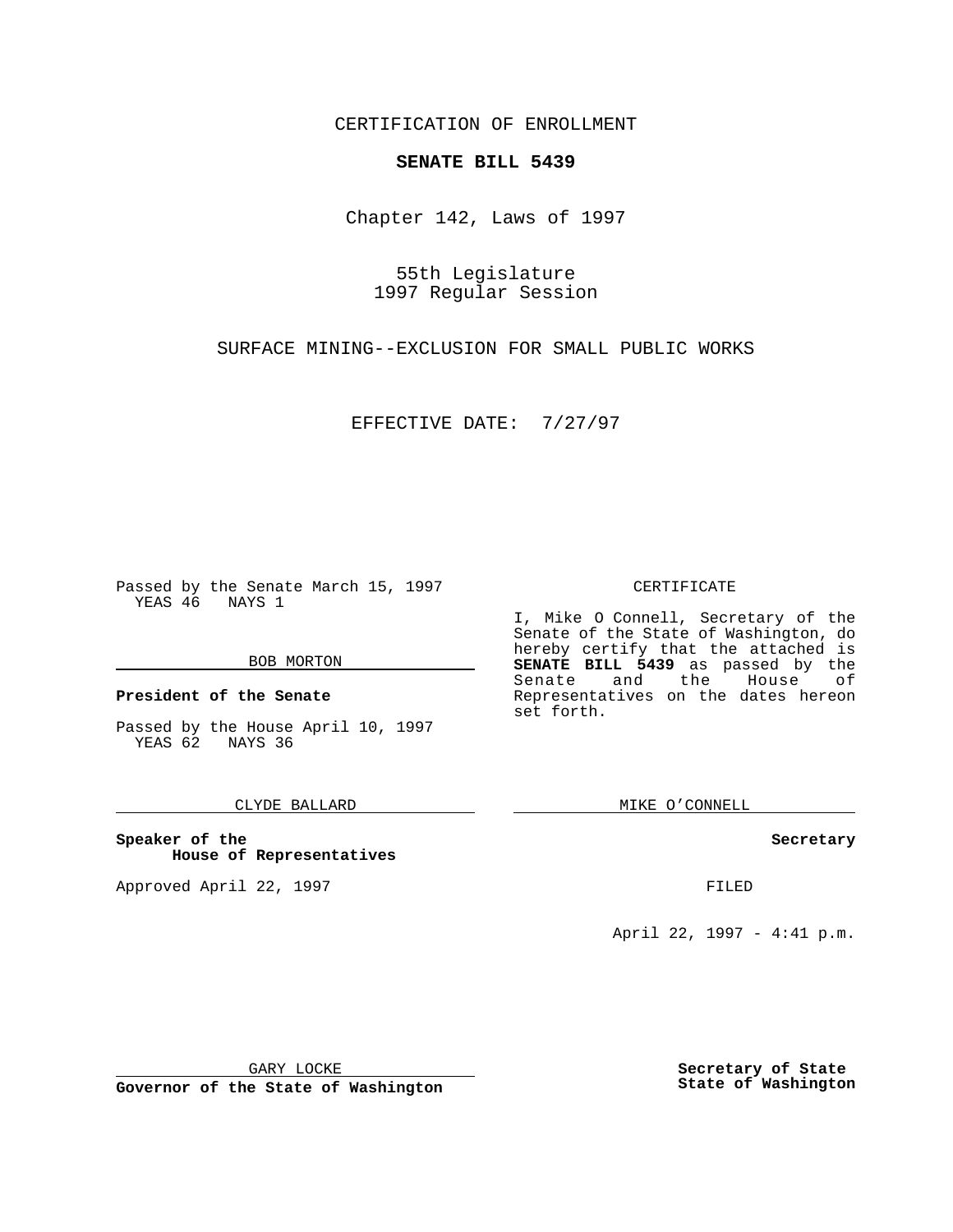CERTIFICATION OF ENROLLMENT

**SENATE BILL 5439**

Chapter 142, Laws of 1997

55th Legislature
1997 Regular Session

SURFACE MINING--EXCLUSION FOR SMALL PUBLIC WORKS

EFFECTIVE DATE: 7/27/97

Passed by the Senate March 15, 1997
YEAS 46 NAYS 1

BOB MORTON

**President of the Senate**

Passed by the House April 10, 1997
YEAS 62 NAYS 36

CLYDE BALLARD

**Speaker of the House of Representatives**

Approved April 22, 1997

GARY LOCKE

**Governor of the State of Washington**

CERTIFICATE

I, Mike O Connell, Secretary of the Senate of the State of Washington, do hereby certify that the attached is **SENATE BILL 5439** as passed by the Senate and the House of Representatives on the dates hereon set forth.

MIKE O'CONNELL

**Secretary**

FILED

April 22, 1997 - 4:41 p.m.

**Secretary of State State of Washington**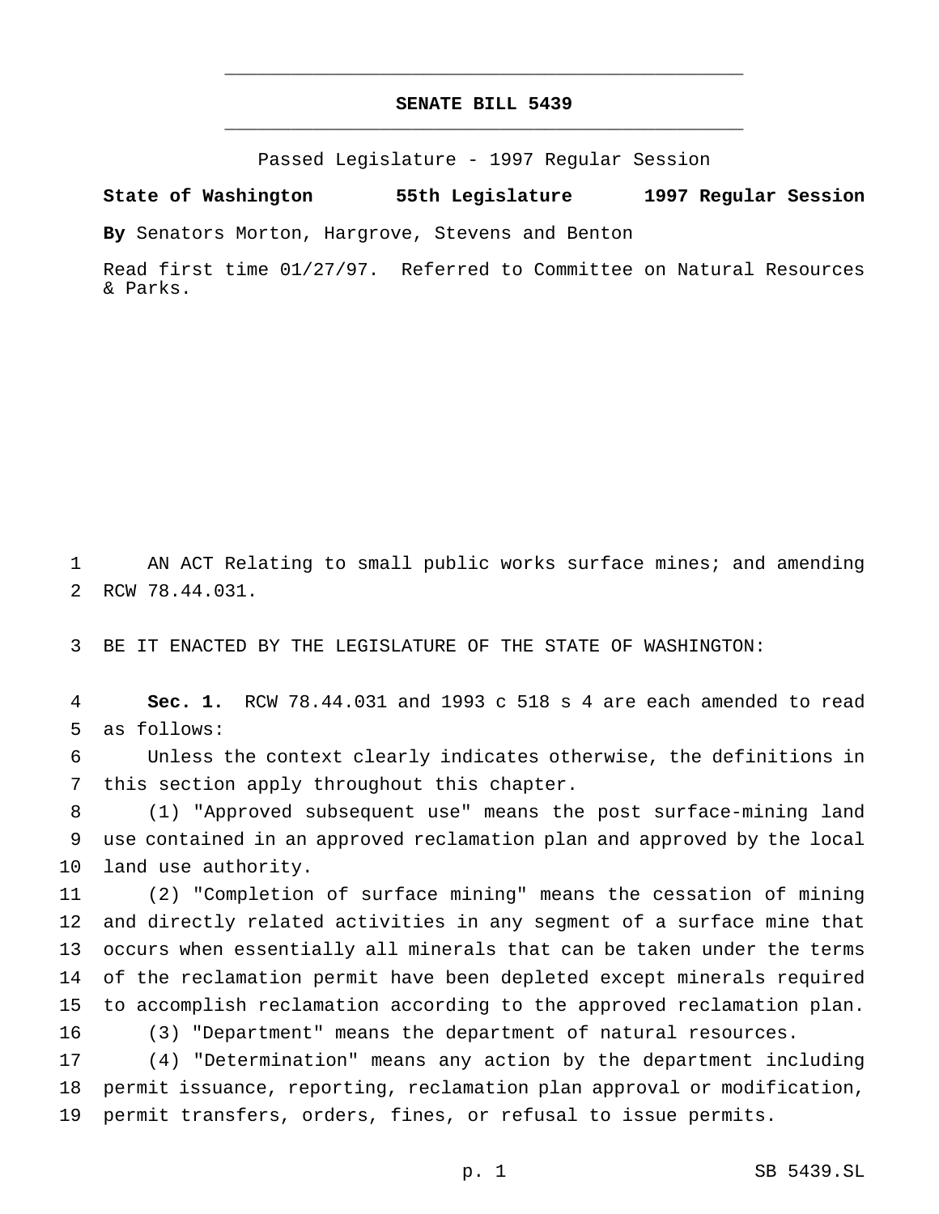# SENATE BILL 5439

Passed Legislature - 1997 Regular Session

**State of Washington 55th Legislature 1997 Regular Session**

**By** Senators Morton, Hargrove, Stevens and Benton

Read first time 01/27/97. Referred to Committee on Natural Resources & Parks.

AN ACT Relating to small public works surface mines; and amending RCW 78.44.031.

BE IT ENACTED BY THE LEGISLATURE OF THE STATE OF WASHINGTON:

**Sec. 1.** RCW 78.44.031 and 1993 c 518 s 4 are each amended to read as follows:

Unless the context clearly indicates otherwise, the definitions in this section apply throughout this chapter.

(1) "Approved subsequent use" means the post surface-mining land use contained in an approved reclamation plan and approved by the local land use authority.

(2) "Completion of surface mining" means the cessation of mining and directly related activities in any segment of a surface mine that occurs when essentially all minerals that can be taken under the terms of the reclamation permit have been depleted except minerals required to accomplish reclamation according to the approved reclamation plan.

(3) "Department" means the department of natural resources.

(4) "Determination" means any action by the department including permit issuance, reporting, reclamation plan approval or modification, permit transfers, orders, fines, or refusal to issue permits.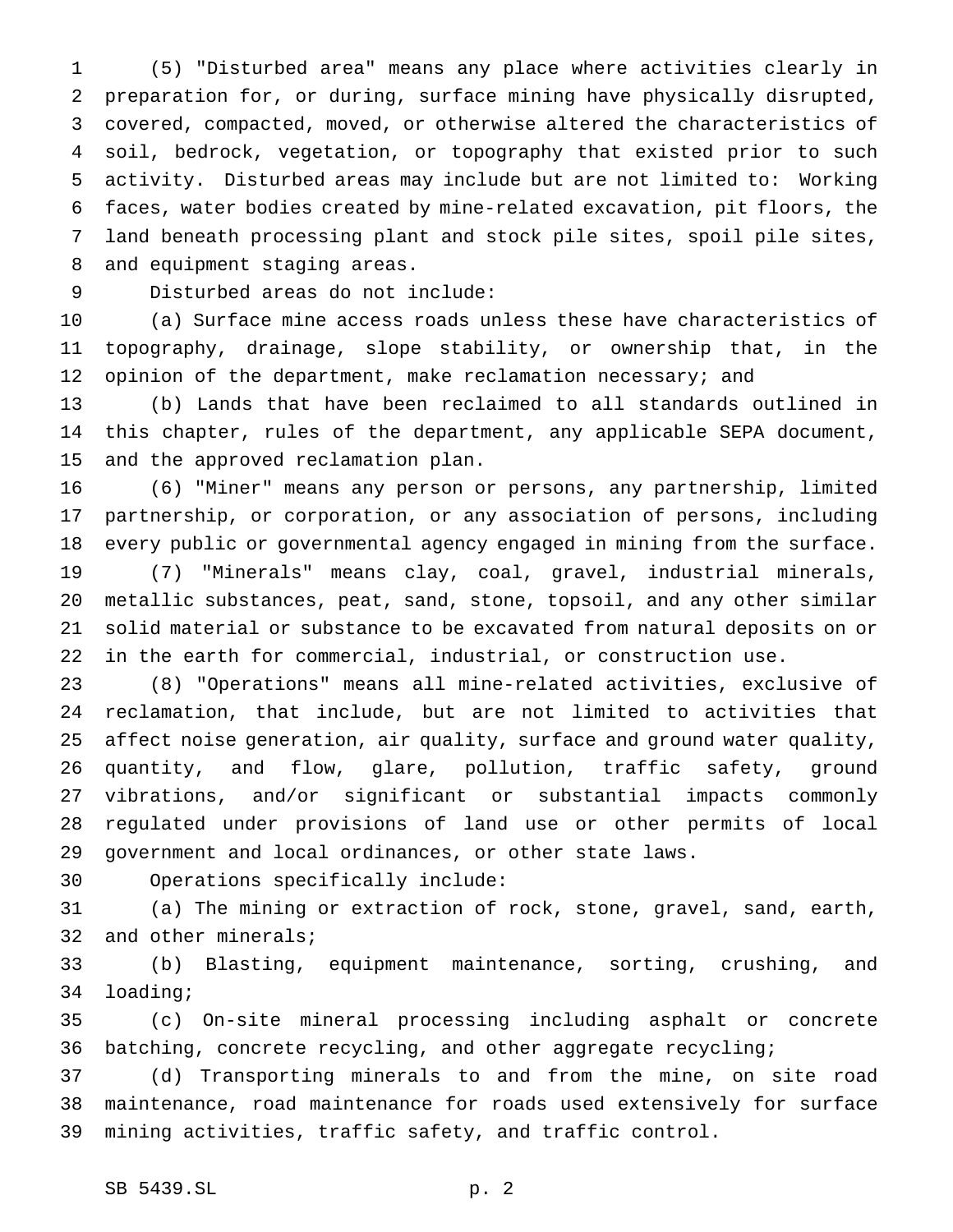(5) "Disturbed area" means any place where activities clearly in preparation for, or during, surface mining have physically disrupted, covered, compacted, moved, or otherwise altered the characteristics of soil, bedrock, vegetation, or topography that existed prior to such activity. Disturbed areas may include but are not limited to: Working faces, water bodies created by mine-related excavation, pit floors, the land beneath processing plant and stock pile sites, spoil pile sites, and equipment staging areas.

Disturbed areas do not include:

(a) Surface mine access roads unless these have characteristics of topography, drainage, slope stability, or ownership that, in the opinion of the department, make reclamation necessary; and

(b) Lands that have been reclaimed to all standards outlined in this chapter, rules of the department, any applicable SEPA document, and the approved reclamation plan.

(6) "Miner" means any person or persons, any partnership, limited partnership, or corporation, or any association of persons, including every public or governmental agency engaged in mining from the surface.

(7) "Minerals" means clay, coal, gravel, industrial minerals, metallic substances, peat, sand, stone, topsoil, and any other similar solid material or substance to be excavated from natural deposits on or in the earth for commercial, industrial, or construction use.

(8) "Operations" means all mine-related activities, exclusive of reclamation, that include, but are not limited to activities that affect noise generation, air quality, surface and ground water quality, quantity, and flow, glare, pollution, traffic safety, ground vibrations, and/or significant or substantial impacts commonly regulated under provisions of land use or other permits of local government and local ordinances, or other state laws.

Operations specifically include:

(a) The mining or extraction of rock, stone, gravel, sand, earth, and other minerals;

(b) Blasting, equipment maintenance, sorting, crushing, and loading;

(c) On-site mineral processing including asphalt or concrete batching, concrete recycling, and other aggregate recycling;

(d) Transporting minerals to and from the mine, on site road maintenance, road maintenance for roads used extensively for surface mining activities, traffic safety, and traffic control.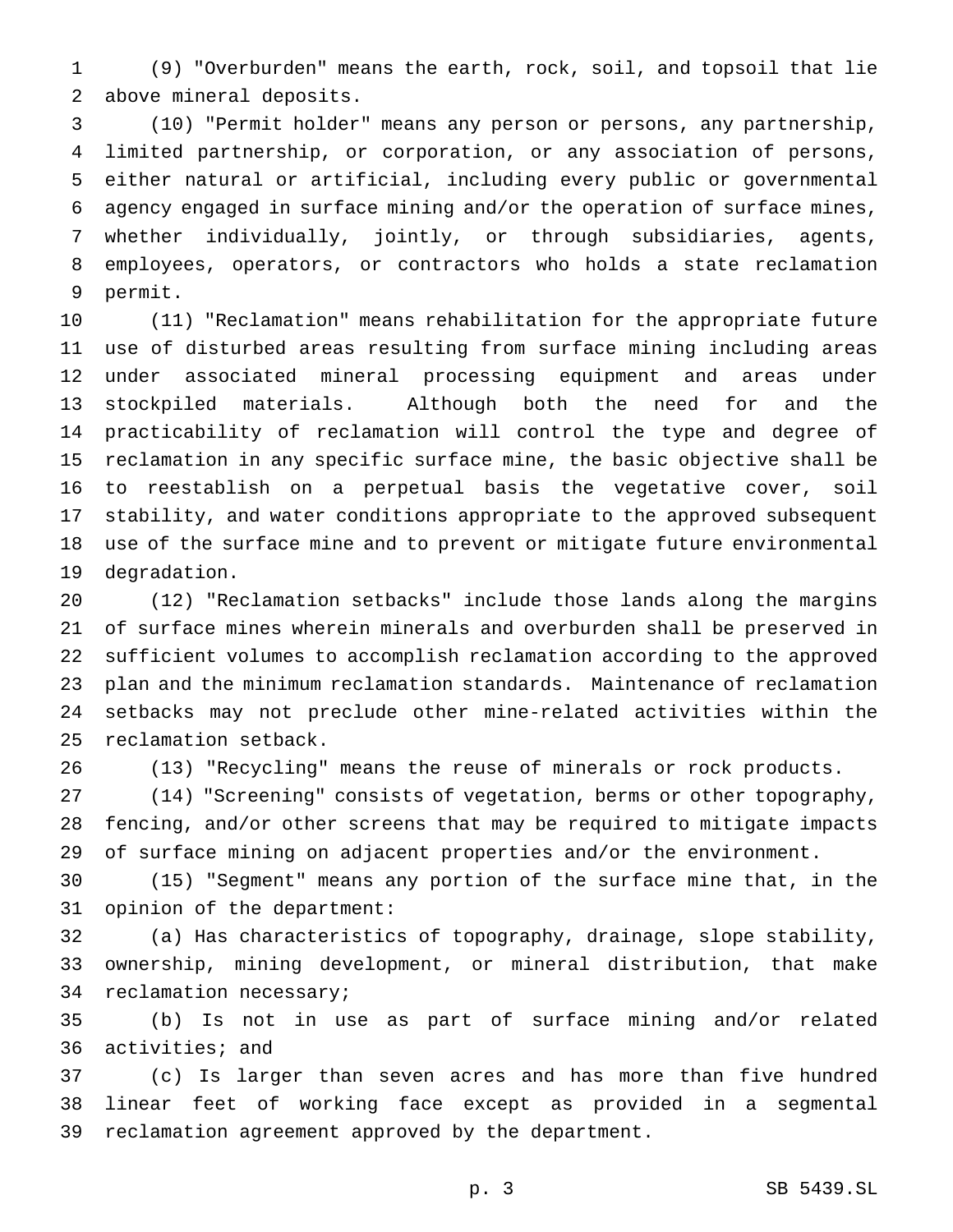(9) "Overburden" means the earth, rock, soil, and topsoil that lie above mineral deposits.

(10) "Permit holder" means any person or persons, any partnership, limited partnership, or corporation, or any association of persons, either natural or artificial, including every public or governmental agency engaged in surface mining and/or the operation of surface mines, whether individually, jointly, or through subsidiaries, agents, employees, operators, or contractors who holds a state reclamation permit.

(11) "Reclamation" means rehabilitation for the appropriate future use of disturbed areas resulting from surface mining including areas under associated mineral processing equipment and areas under stockpiled materials. Although both the need for and the practicability of reclamation will control the type and degree of reclamation in any specific surface mine, the basic objective shall be to reestablish on a perpetual basis the vegetative cover, soil stability, and water conditions appropriate to the approved subsequent use of the surface mine and to prevent or mitigate future environmental degradation.

(12) "Reclamation setbacks" include those lands along the margins of surface mines wherein minerals and overburden shall be preserved in sufficient volumes to accomplish reclamation according to the approved plan and the minimum reclamation standards. Maintenance of reclamation setbacks may not preclude other mine-related activities within the reclamation setback.

(13) "Recycling" means the reuse of minerals or rock products.

(14) "Screening" consists of vegetation, berms or other topography, fencing, and/or other screens that may be required to mitigate impacts of surface mining on adjacent properties and/or the environment.

(15) "Segment" means any portion of the surface mine that, in the opinion of the department:

(a) Has characteristics of topography, drainage, slope stability, ownership, mining development, or mineral distribution, that make reclamation necessary;

(b) Is not in use as part of surface mining and/or related activities; and

(c) Is larger than seven acres and has more than five hundred linear feet of working face except as provided in a segmental reclamation agreement approved by the department.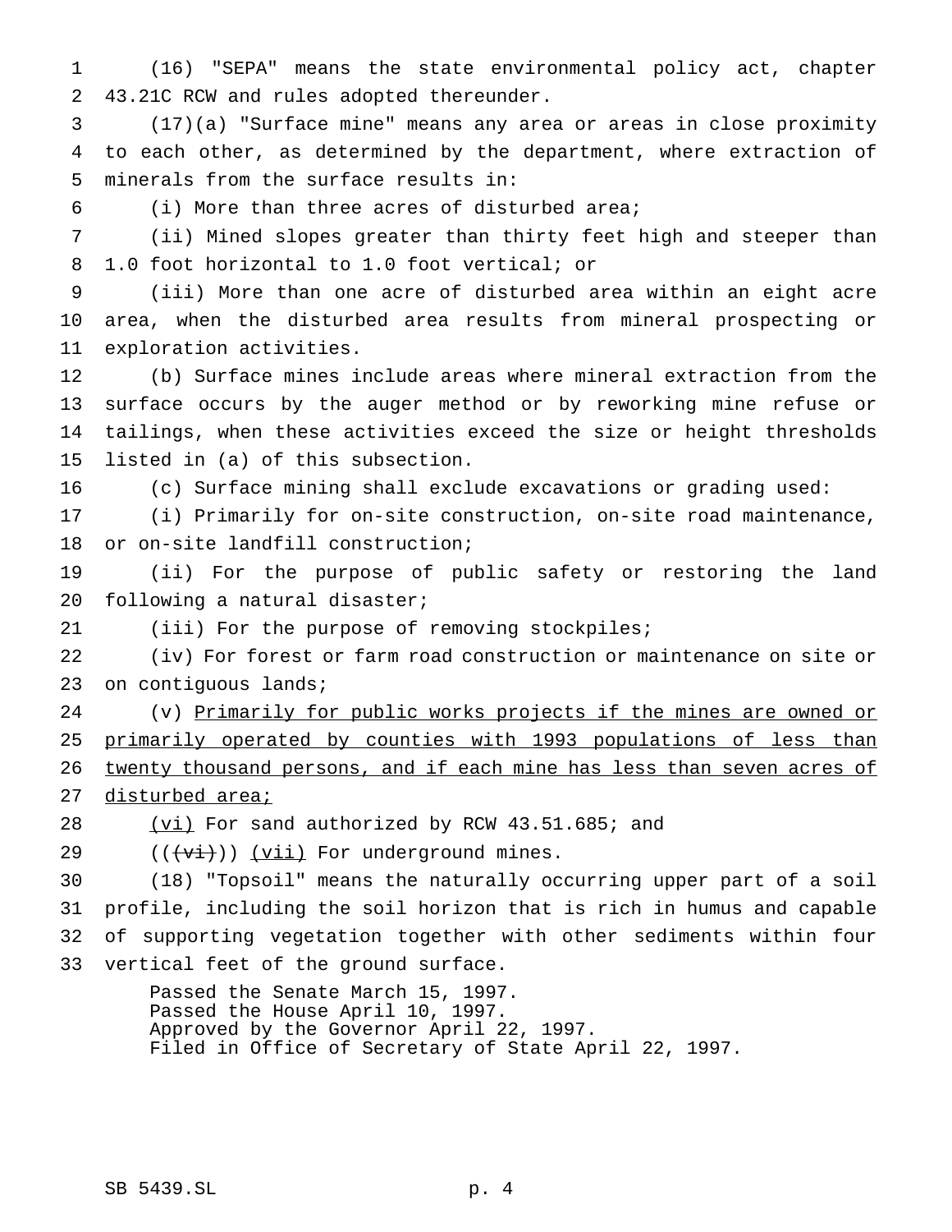(16) "SEPA" means the state environmental policy act, chapter 43.21C RCW and rules adopted thereunder.

(17)(a) "Surface mine" means any area or areas in close proximity to each other, as determined by the department, where extraction of minerals from the surface results in:

(i) More than three acres of disturbed area;

(ii) Mined slopes greater than thirty feet high and steeper than 1.0 foot horizontal to 1.0 foot vertical; or

(iii) More than one acre of disturbed area within an eight acre area, when the disturbed area results from mineral prospecting or exploration activities.

(b) Surface mines include areas where mineral extraction from the surface occurs by the auger method or by reworking mine refuse or tailings, when these activities exceed the size or height thresholds listed in (a) of this subsection.

(c) Surface mining shall exclude excavations or grading used:

(i) Primarily for on-site construction, on-site road maintenance, or on-site landfill construction;

(ii) For the purpose of public safety or restoring the land following a natural disaster;

(iii) For the purpose of removing stockpiles;

(iv) For forest or farm road construction or maintenance on site or on contiguous lands;

(v) Primarily for public works projects if the mines are owned or primarily operated by counties with 1993 populations of less than twenty thousand persons, and if each mine has less than seven acres of disturbed area;

(vi) For sand authorized by RCW 43.51.685; and

(((vi))) (vii) For underground mines.

(18) "Topsoil" means the naturally occurring upper part of a soil profile, including the soil horizon that is rich in humus and capable of supporting vegetation together with other sediments within four vertical feet of the ground surface.

Passed the Senate March 15, 1997.
Passed the House April 10, 1997.
Approved by the Governor April 22, 1997.
Filed in Office of Secretary of State April 22, 1997.